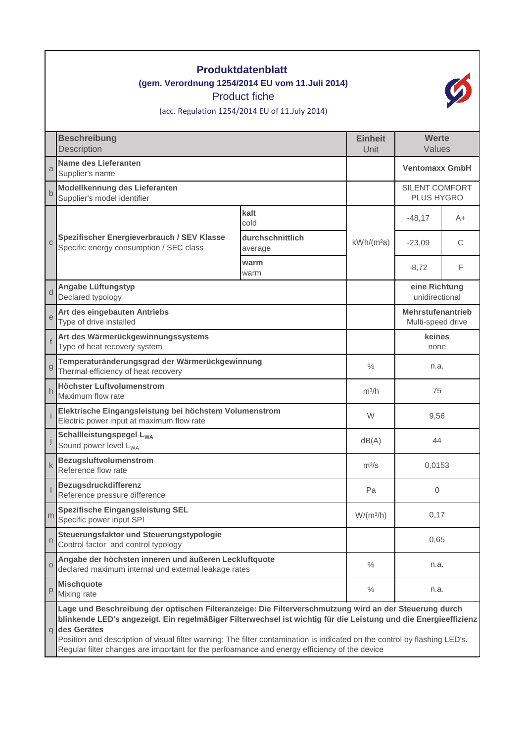# Produktdatenblatt

**(gem. Verordnung 1254/2014 EU vom 11.Juli 2014)**

Product fiche

(acc. Regulation 1254/2014 EU of 11.July 2014)

| | **Beschreibung** Description | | **Einheit** Unit | **Werte** Values | |
|---|---|---|---|---|---|
| a | **Name des Lieferanten** Supplier's name | | | **Ventomaxx GmbH** | |
| b | **Modellkennung des Lieferanten** Supplier's model identifier | | | SILENT COMFORT PLUS HYGRO | |
| c | **Spezifischer Energieverbrauch / SEV Klasse** Specific energy consumption / SEC class | **kalt** cold | kWh/(m²a) | -48,17 | A+ |
| | | **durchschnittlich** average | | -23,09 | C |
| | | **warm** warm | | -8,72 | F |
| d | **Angabe Lüftungstyp** Declared typology | | | **eine Richtung** unidirectional | |
| e | **Art des eingebauten Antriebs** Type of drive installed | | | **Mehrstufenantrieb** Multi-speed drive | |
| f | **Art des Wärmerückgewinnungssystems** Type of heat recovery system | | | **keines** none | |
| g | **Temperaturänderungsgrad der Wärmerückgewinnung** Thermal efficiency of heat recovery | | % | n.a. | |
| h | **Höchster Luftvolumenstrom** Maximum flow rate | | m³/h | 75 | |
| i | **Elektrische Eingangsleistung bei höchstem Volumenstrom** Electric power input at maximum flow rate | | W | 9,56 | |
| j | **Schallleistungspegel $L_{WA}$** Sound power level $L_{WA}$ | | dB(A) | 44 | |
| k | **Bezugsluftvolumenstrom** Reference flow rate | | m³/s | 0,0153 | |
| l | **Bezugsdruckdifferenz** Reference pressure difference | | Pa | 0 | |
| m | **Spezifische Eingangsleistung SEL** Specific power input SPI | | W/(m³/h) | 0,17 | |
| n | **Steuerungsfaktor und Steuerungstypologie** Control factor and control typology | | | 0,65 | |
| o | **Angabe der höchsten inneren und äußeren Leckluftquote** declared maximum internal und external leakage rates | | % | n.a. | |
| p | **Mischquote** Mixing rate | | % | n.a. | |
| q | **Lage und Beschreibung der optischen Filteranzeige: Die Filterverschmutzung wird an der Steuerung durch blinkende LED's angezeigt. Ein regelmäßiger Filterwechsel ist wichtig für die Leistung und die Energieeffizienz des Gerätes** Position and description of visual filter warning: The filter contamination is indicated on the control by flashing LED's. Regular filter changes are important for the perfoamance and energy efficiency of the device | | | | |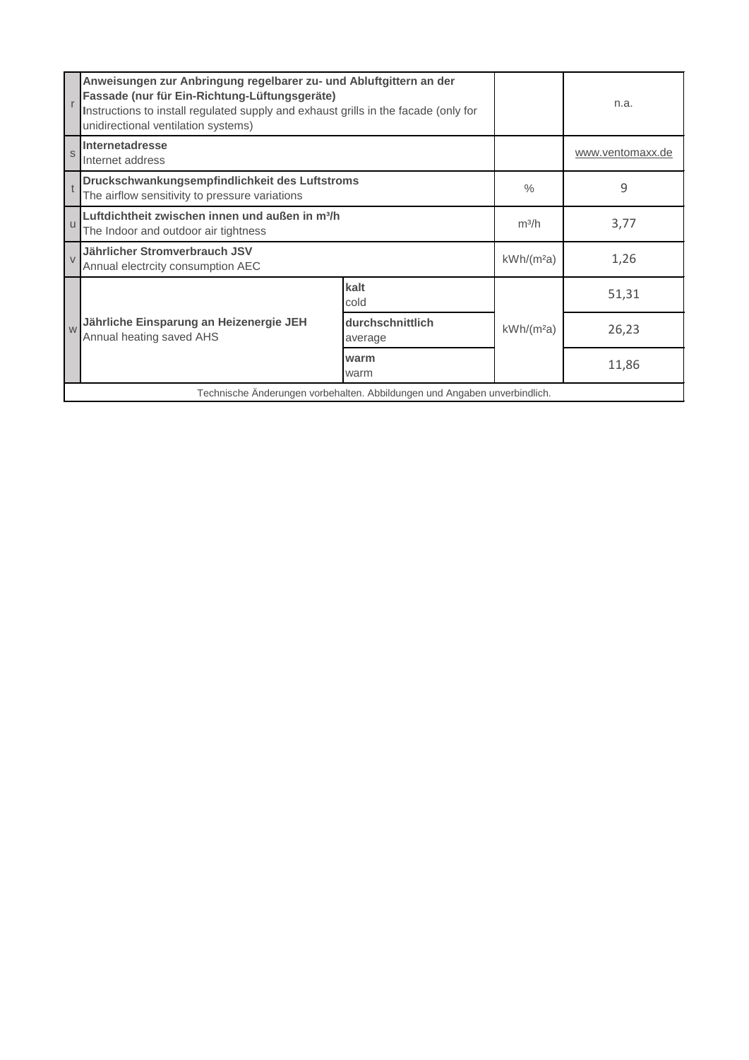| | | | | |
|---|---|---|---|---|
| r | **Anweisungen zur Anbringung regelbarer zu- und Abluftgittern an der Fassade (nur für Ein-Richtung-Lüftungsgeräte)**<br>Instructions to install regulated supply and exhaust grills in the facade (only for unidirectional ventilation systems) | | | n.a. |
| s | **Internetadresse**<br>Internet address | | | www.ventomaxx.de |
| t | **Druckschwankungsempfindlichkeit des Luftstroms**<br>The airflow sensitivity to pressure variations | | % | 9 |
| u | **Luftdichtheit zwischen innen und außen in m³/h**<br>The Indoor and outdoor air tightness | | m³/h | 3,77 |
| v | **Jährlicher Stromverbrauch JSV**<br>Annual electrcity consumption AEC | | kWh/(m²a) | 1,26 |
| w | **Jährliche Einsparung an Heizenergie JEH**<br>Annual heating saved AHS | **kalt**<br>cold | kWh/(m²a) | 51,31 |
| | | **durchschnittlich**<br>average | | 26,23 |
| | | **warm**<br>warm | | 11,86 |

Technische Änderungen vorbehalten. Abbildungen und Angaben unverbindlich.